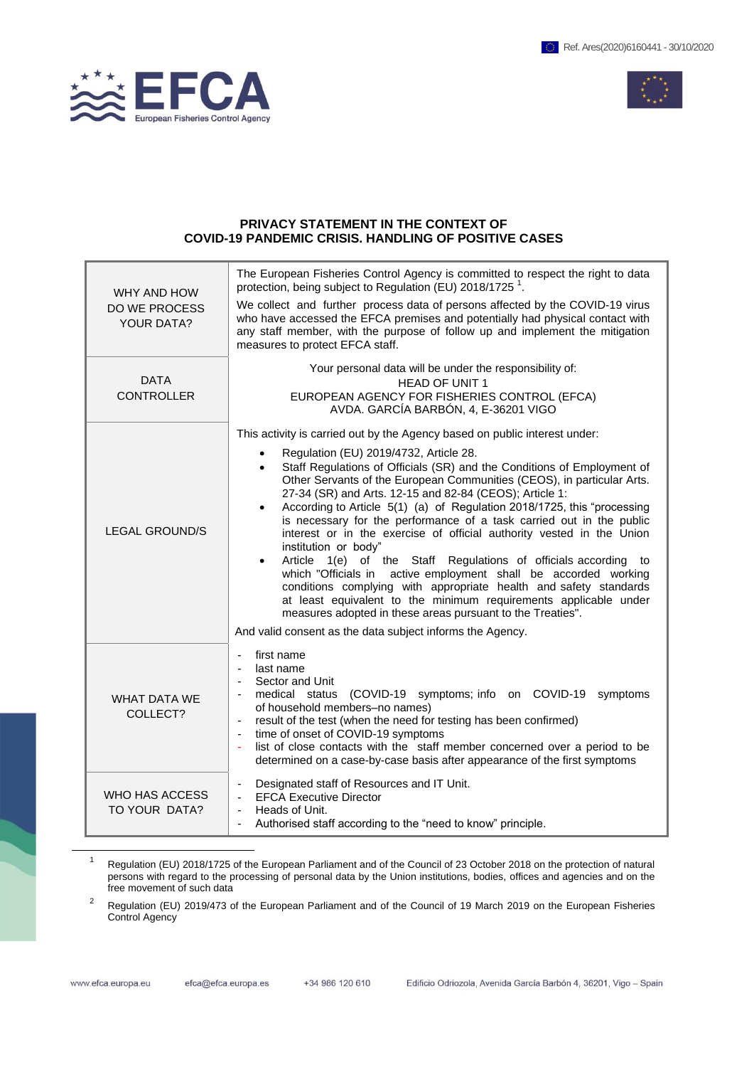Ref. Ares(2020)6160441 - 30/10/2020

# PRIVACY STATEMENT IN THE CONTEXT OF COVID-19 PANDEMIC CRISIS. HANDLING OF POSITIVE CASES

| | |
|---|---|
| WHY AND HOW DO WE PROCESS YOUR DATA? | The European Fisheries Control Agency is committed to respect the right to data protection, being subject to Regulation (EU) 2018/1725 [1].<br><br>We collect and further process data of persons affected by the COVID-19 virus who have accessed the EFCA premises and potentially had physical contact with any staff member, with the purpose of follow up and implement the mitigation measures to protect EFCA staff. |
| DATA CONTROLLER | Your personal data will be under the responsibility of:<br>HEAD OF UNIT 1<br>EUROPEAN AGENCY FOR FISHERIES CONTROL (EFCA)<br>AVDA. GARCÍA BARBÓN, 4, E-36201 VIGO |
| LEGAL GROUND/S | This activity is carried out by the Agency based on public interest under:<br>• Regulation (EU) 2019/4732, Article 28.<br>• Staff Regulations of Officials (SR) and the Conditions of Employment of Other Servants of the European Communities (CEOS), in particular Arts. 27-34 (SR) and Arts. 12-15 and 82-84 (CEOS); Article 1:<br>• According to Article 5(1) (a) of Regulation 2018/1725, this "processing is necessary for the performance of a task carried out in the public interest or in the exercise of official authority vested in the Union institution or body"<br>• Article 1(e) of the Staff Regulations of officials according to which "Officials in active employment shall be accorded working conditions complying with appropriate health and safety standards at least equivalent to the minimum requirements applicable under measures adopted in these areas pursuant to the Treaties".<br><br>And valid consent as the data subject informs the Agency. |
| WHAT DATA WE COLLECT? | - first name<br>- last name<br>- Sector and Unit<br>- medical status (COVID-19 symptoms; info on COVID-19 symptoms of household members–no names)<br>- result of the test (when the need for testing has been confirmed)<br>- time of onset of COVID-19 symptoms<br>- list of close contacts with the staff member concerned over a period to be determined on a case-by-case basis after appearance of the first symptoms |
| WHO HAS ACCESS TO YOUR DATA? | - Designated staff of Resources and IT Unit.<br>- EFCA Executive Director<br>- Heads of Unit.<br>- Authorised staff according to the "need to know" principle. |

[1] Regulation (EU) 2018/1725 of the European Parliament and of the Council of 23 October 2018 on the protection of natural persons with regard to the processing of personal data by the Union institutions, bodies, offices and agencies and on the free movement of such data

[2] Regulation (EU) 2019/473 of the European Parliament and of the Council of 19 March 2019 on the European Fisheries Control Agency

www.efca.europa.eu efca@efca.europa.es +34 986 120 610 Edificio Odriozola, Avenida García Barbón 4, 36201, Vigo – Spain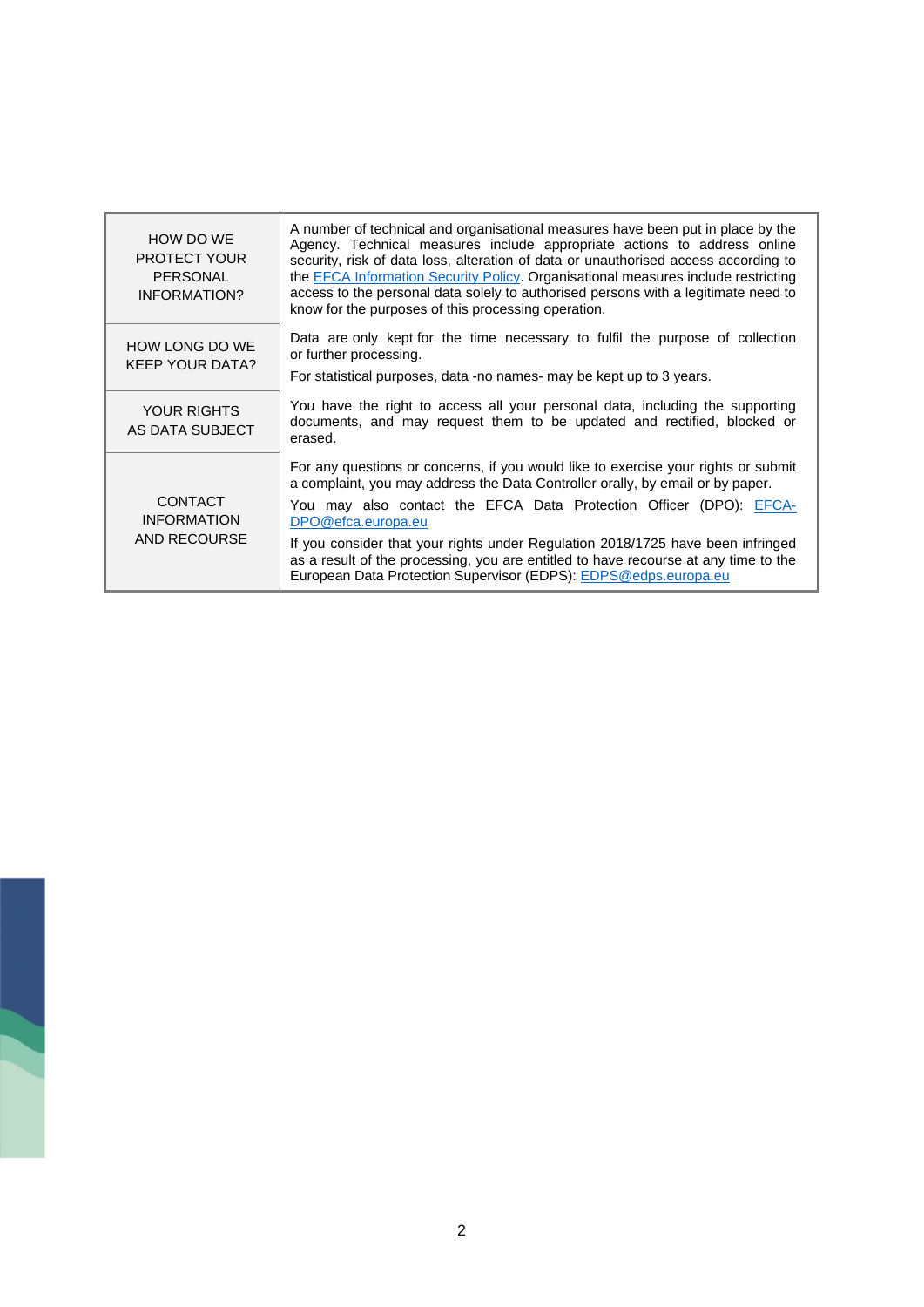| | |
|---|---|
| HOW DO WE PROTECT YOUR PERSONAL INFORMATION? | A number of technical and organisational measures have been put in place by the Agency. Technical measures include appropriate actions to address online security, risk of data loss, alteration of data or unauthorised access according to the EFCA Information Security Policy. Organisational measures include restricting access to the personal data solely to authorised persons with a legitimate need to know for the purposes of this processing operation. |
| HOW LONG DO WE KEEP YOUR DATA? | Data are only kept for the time necessary to fulfil the purpose of collection or further processing.<br><br>For statistical purposes, data -no names- may be kept up to 3 years. |
| YOUR RIGHTS AS DATA SUBJECT | You have the right to access all your personal data, including the supporting documents, and may request them to be updated and rectified, blocked or erased. |
| CONTACT INFORMATION AND RECOURSE | For any questions or concerns, if you would like to exercise your rights or submit a complaint, you may address the Data Controller orally, by email or by paper.<br><br>You may also contact the EFCA Data Protection Officer (DPO): EFCA-DPO@efca.europa.eu<br><br>If you consider that your rights under Regulation 2018/1725 have been infringed as a result of the processing, you are entitled to have recourse at any time to the European Data Protection Supervisor (EDPS): EDPS@edps.europa.eu |